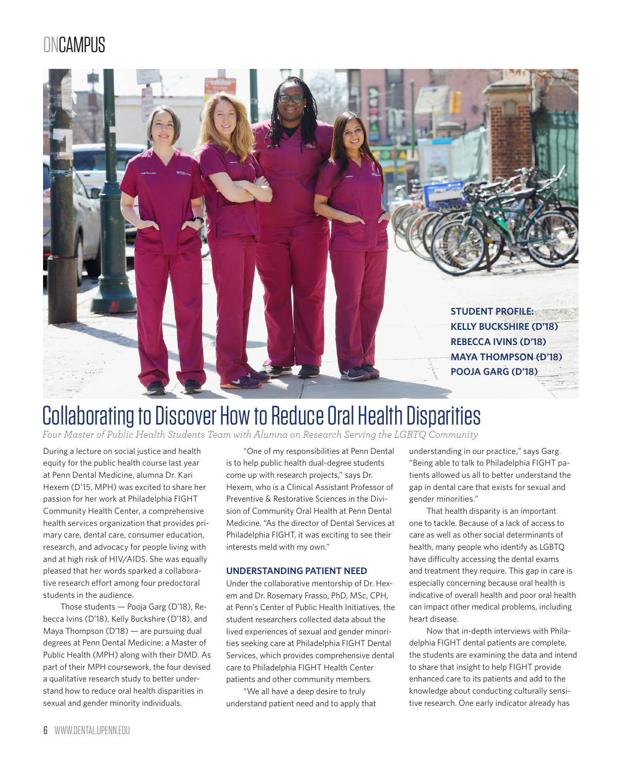ONCAMPUS

**STUDENT PROFILE:**
**KELLY BUCKSHIRE (D'18)**
**REBECCA IVINS (D'18)**
**MAYA THOMPSON (D'18)**
**POOJA GARG (D'18)**

# Collaborating to Discover How to Reduce Oral Health Disparities

*Four Master of Public Health Students Team with Alumna on Research Serving the LGBTQ Community*

During a lecture on social justice and health equity for the public health course last year at Penn Dental Medicine, alumna Dr. Kari Hexem (D'15, MPH) was excited to share her passion for her work at Philadelphia FIGHT Community Health Center, a comprehensive health services organization that provides primary care, dental care, consumer education, research, and advocacy for people living with and at high risk of HIV/AIDS. She was equally pleased that her words sparked a collaborative research effort among four predoctoral students in the audience.

Those students — Pooja Garg (D'18), Rebecca Ivins (D'18), Kelly Buckshire (D'18), and Maya Thompson (D'18) — are pursuing dual degrees at Penn Dental Medicine: a Master of Public Health (MPH) along with their DMD. As part of their MPH coursework, the four devised a qualitative research study to better understand how to reduce oral health disparities in sexual and gender minority individuals.

"One of my responsibilities at Penn Dental is to help public health dual-degree students come up with research projects," says Dr. Hexem, who is a Clinical Assistant Professor of Preventive & Restorative Sciences in the Division of Community Oral Health at Penn Dental Medicine. "As the director of Dental Services at Philadelphia FIGHT, it was exciting to see their interests meld with my own."

### UNDERSTANDING PATIENT NEED

Under the collaborative mentorship of Dr. Hexem and Dr. Rosemary Frasso, PhD, MSc, CPH, at Penn's Center of Public Health Initiatives, the student researchers collected data about the lived experiences of sexual and gender minorities seeking care at Philadelphia FIGHT Dental Services, which provides comprehensive dental care to Philadelphia FIGHT Health Center patients and other community members.

"We all have a deep desire to truly understand patient need and to apply that understanding in our practice," says Garg. "Being able to talk to Philadelphia FIGHT patients allowed us all to better understand the gap in dental care that exists for sexual and gender minorities."

That health disparity is an important one to tackle. Because of a lack of access to care as well as other social determinants of health, many people who identify as LGBTQ have difficulty accessing the dental exams and treatment they require. This gap in care is especially concerning because oral health is indicative of overall health and poor oral health can impact other medical problems, including heart disease.

Now that in-depth interviews with Philadelphia FIGHT dental patients are complete, the students are examining the data and intend to share that insight to help FIGHT provide enhanced care to its patients and add to the knowledge about conducting culturally sensitive research. One early indicator already has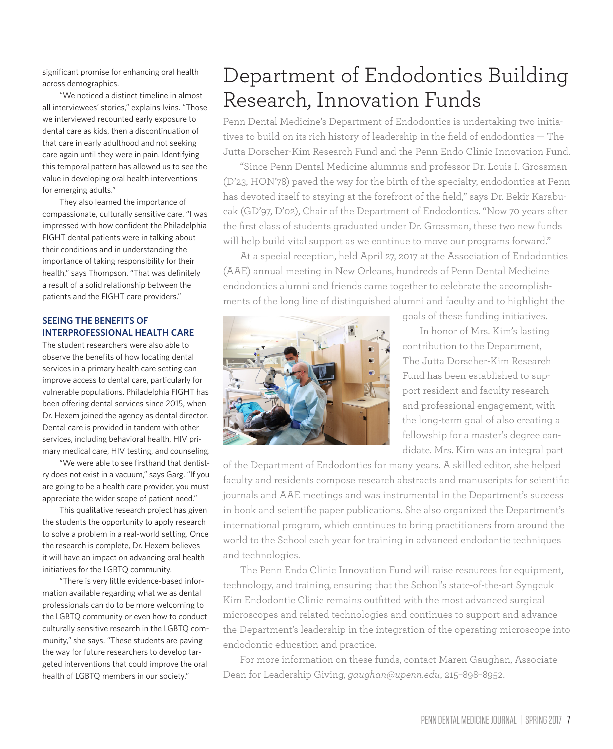significant promise for enhancing oral health across demographics.

"We noticed a distinct timeline in almost all interviewees' stories," explains Ivins. "Those we interviewed recounted early exposure to dental care as kids, then a discontinuation of that care in early adulthood and not seeking care again until they were in pain. Identifying this temporal pattern has allowed us to see the value in developing oral health interventions for emerging adults."

They also learned the importance of compassionate, culturally sensitive care. "I was impressed with how confident the Philadelphia FIGHT dental patients were in talking about their conditions and in understanding the importance of taking responsibility for their health," says Thompson. "That was definitely a result of a solid relationship between the patients and the FIGHT care providers."

### SEEING THE BENEFITS OF INTERPROFESSIONAL HEALTH CARE

The student researchers were also able to observe the benefits of how locating dental services in a primary health care setting can improve access to dental care, particularly for vulnerable populations. Philadelphia FIGHT has been offering dental services since 2015, when Dr. Hexem joined the agency as dental director. Dental care is provided in tandem with other services, including behavioral health, HIV primary medical care, HIV testing, and counseling.

"We were able to see firsthand that dentistry does not exist in a vacuum," says Garg. "If you are going to be a health care provider, you must appreciate the wider scope of patient need."

This qualitative research project has given the students the opportunity to apply research to solve a problem in a real-world setting. Once the research is complete, Dr. Hexem believes it will have an impact on advancing oral health initiatives for the LGBTQ community.

"There is very little evidence-based information available regarding what we as dental professionals can do to be more welcoming to the LGBTQ community or even how to conduct culturally sensitive research in the LGBTQ community," she says. "These students are paving the way for future researchers to develop targeted interventions that could improve the oral health of LGBTQ members in our society."

# Department of Endodontics Building Research, Innovation Funds

Penn Dental Medicine's Department of Endodontics is undertaking two initiatives to build on its rich history of leadership in the field of endodontics — The Jutta Dorscher-Kim Research Fund and the Penn Endo Clinic Innovation Fund.

"Since Penn Dental Medicine alumnus and professor Dr. Louis I. Grossman (D'23, HON'78) paved the way for the birth of the specialty, endodontics at Penn has devoted itself to staying at the forefront of the field," says Dr. Bekir Karabucak (GD'97, D'02), Chair of the Department of Endodontics. "Now 70 years after the first class of students graduated under Dr. Grossman, these two new funds will help build vital support as we continue to move our programs forward."

At a special reception, held April 27, 2017 at the Association of Endodontics (AAE) annual meeting in New Orleans, hundreds of Penn Dental Medicine endodontics alumni and friends came together to celebrate the accomplishments of the long line of distinguished alumni and faculty and to highlight the goals of these funding initiatives.

In honor of Mrs. Kim's lasting contribution to the Department, The Jutta Dorscher-Kim Research Fund has been established to support resident and faculty research and professional engagement, with the long-term goal of also creating a fellowship for a master's degree candidate. Mrs. Kim was an integral part of the Department of Endodontics for many years. A skilled editor, she helped faculty and residents compose research abstracts and manuscripts for scientific journals and AAE meetings and was instrumental in the Department's success in book and scientific paper publications. She also organized the Department's international program, which continues to bring practitioners from around the world to the School each year for training in advanced endodontic techniques and technologies.

The Penn Endo Clinic Innovation Fund will raise resources for equipment, technology, and training, ensuring that the School's state-of-the-art Syngcuk Kim Endodontic Clinic remains outfitted with the most advanced surgical microscopes and related technologies and continues to support and advance the Department's leadership in the integration of the operating microscope into endodontic education and practice.

For more information on these funds, contact Maren Gaughan, Associate Dean for Leadership Giving, *gaughan@upenn.edu*, 215–898–8952.